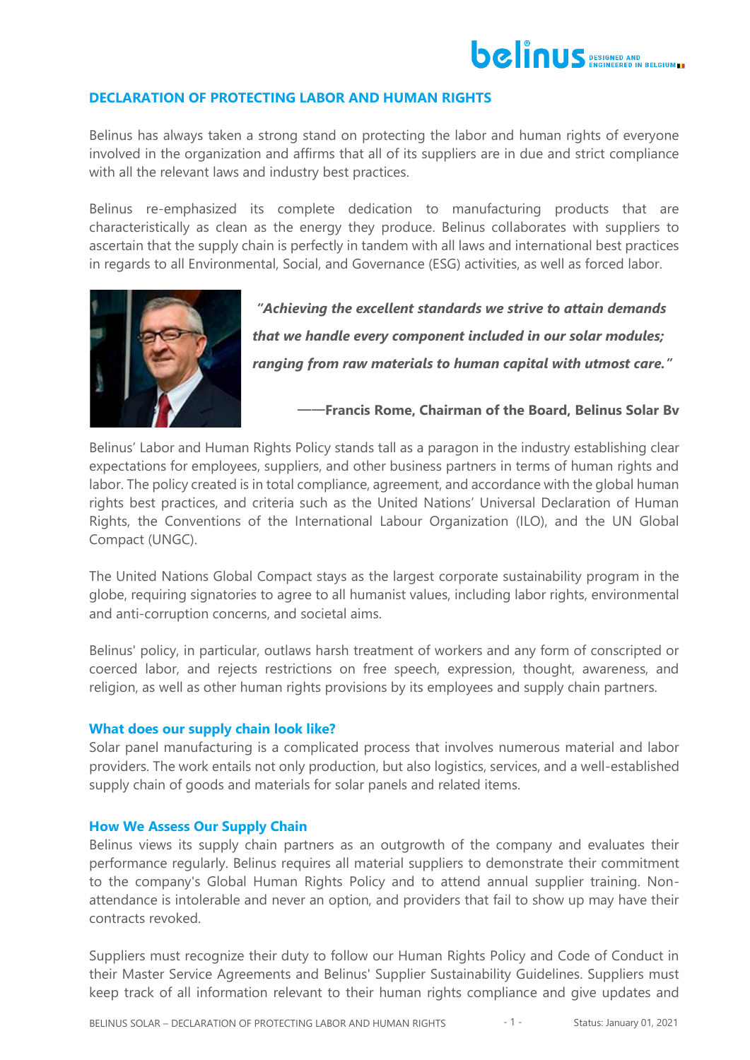## DECLARATION OF PROTECTING LABOR AND HUMAN RIGHTS

Belinus has always taken a strong stand on protecting the labor and human rights of everyone involved in the organization and affirms that all of its suppliers are in due and strict compliance with all the relevant laws and industry best practices.

Belinus re-emphasized its complete dedication to manufacturing products that are characteristically as clean as the energy they produce. Belinus collaborates with suppliers to ascertain that the supply chain is perfectly in tandem with all laws and international best practices in regards to all Environmental, Social, and Governance (ESG) activities, as well as forced labor.

> ***"Achieving the excellent standards we strive to attain demands that we handle every component included in our solar modules; ranging from raw materials to human capital with utmost care."***
>
> **——Francis Rome, Chairman of the Board, Belinus Solar Bv**

Belinus' Labor and Human Rights Policy stands tall as a paragon in the industry establishing clear expectations for employees, suppliers, and other business partners in terms of human rights and labor. The policy created is in total compliance, agreement, and accordance with the global human rights best practices, and criteria such as the United Nations' Universal Declaration of Human Rights, the Conventions of the International Labour Organization (ILO), and the UN Global Compact (UNGC).

The United Nations Global Compact stays as the largest corporate sustainability program in the globe, requiring signatories to agree to all humanist values, including labor rights, environmental and anti-corruption concerns, and societal aims.

Belinus' policy, in particular, outlaws harsh treatment of workers and any form of conscripted or coerced labor, and rejects restrictions on free speech, expression, thought, awareness, and religion, as well as other human rights provisions by its employees and supply chain partners.

### What does our supply chain look like?

Solar panel manufacturing is a complicated process that involves numerous material and labor providers. The work entails not only production, but also logistics, services, and a well-established supply chain of goods and materials for solar panels and related items.

### How We Assess Our Supply Chain

Belinus views its supply chain partners as an outgrowth of the company and evaluates their performance regularly. Belinus requires all material suppliers to demonstrate their commitment to the company's Global Human Rights Policy and to attend annual supplier training. Non-attendance is intolerable and never an option, and providers that fail to show up may have their contracts revoked.

Suppliers must recognize their duty to follow our Human Rights Policy and Code of Conduct in their Master Service Agreements and Belinus' Supplier Sustainability Guidelines. Suppliers must keep track of all information relevant to their human rights compliance and give updates and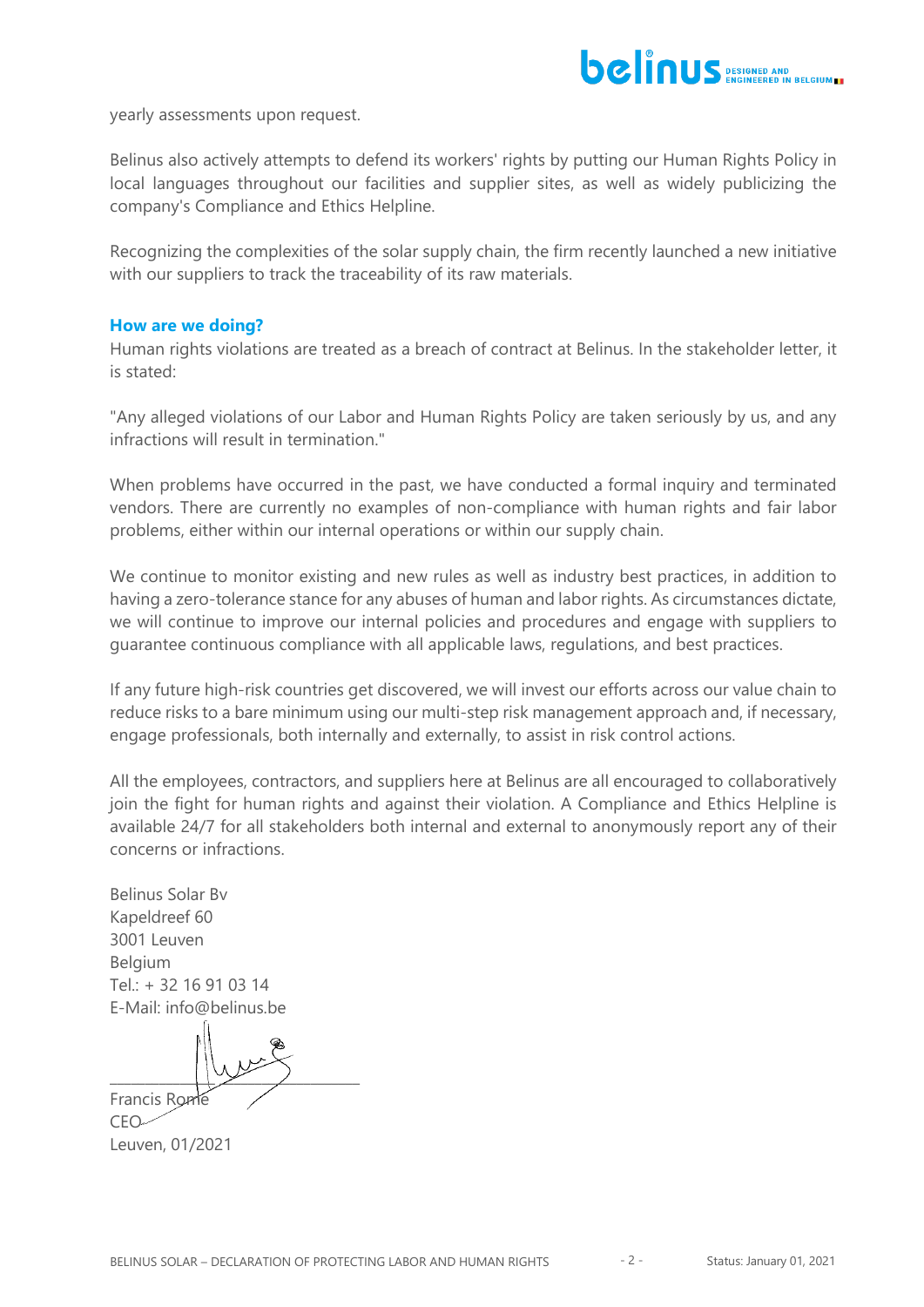yearly assessments upon request.

Belinus also actively attempts to defend its workers' rights by putting our Human Rights Policy in local languages throughout our facilities and supplier sites, as well as widely publicizing the company's Compliance and Ethics Helpline.

Recognizing the complexities of the solar supply chain, the firm recently launched a new initiative with our suppliers to track the traceability of its raw materials.

### How are we doing?

Human rights violations are treated as a breach of contract at Belinus. In the stakeholder letter, it is stated:

"Any alleged violations of our Labor and Human Rights Policy are taken seriously by us, and any infractions will result in termination."

When problems have occurred in the past, we have conducted a formal inquiry and terminated vendors. There are currently no examples of non-compliance with human rights and fair labor problems, either within our internal operations or within our supply chain.

We continue to monitor existing and new rules as well as industry best practices, in addition to having a zero-tolerance stance for any abuses of human and labor rights. As circumstances dictate, we will continue to improve our internal policies and procedures and engage with suppliers to guarantee continuous compliance with all applicable laws, regulations, and best practices.

If any future high-risk countries get discovered, we will invest our efforts across our value chain to reduce risks to a bare minimum using our multi-step risk management approach and, if necessary, engage professionals, both internally and externally, to assist in risk control actions.

All the employees, contractors, and suppliers here at Belinus are all encouraged to collaboratively join the fight for human rights and against their violation. A Compliance and Ethics Helpline is available 24/7 for all stakeholders both internal and external to anonymously report any of their concerns or infractions.

Belinus Solar Bv
Kapeldreef 60
3001 Leuven
Belgium
Tel.: + 32 16 91 03 14
E-Mail: info@belinus.be

Francis Rome
CEO
Leuven, 01/2021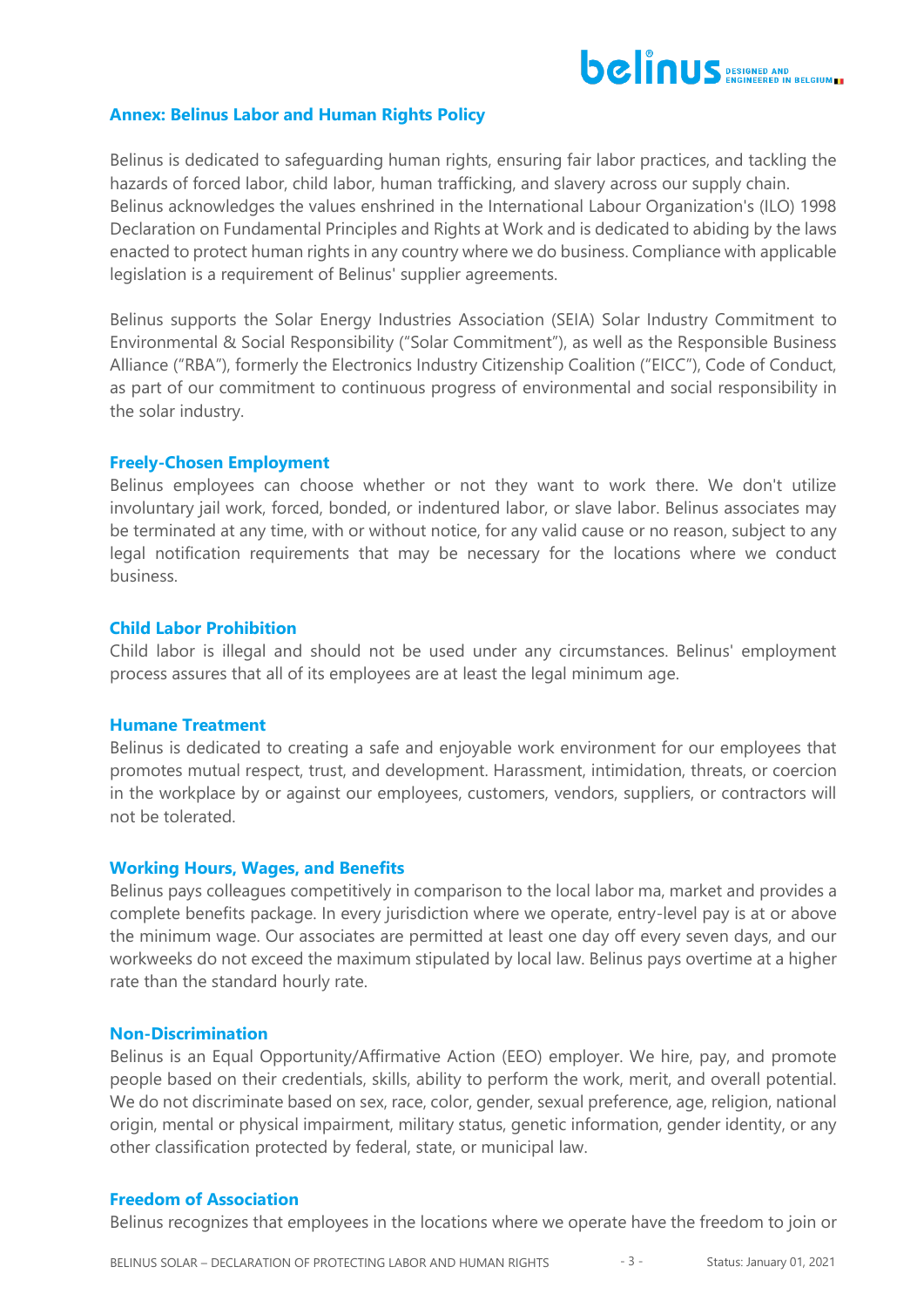## Annex: Belinus Labor and Human Rights Policy

Belinus is dedicated to safeguarding human rights, ensuring fair labor practices, and tackling the hazards of forced labor, child labor, human trafficking, and slavery across our supply chain. Belinus acknowledges the values enshrined in the International Labour Organization's (ILO) 1998 Declaration on Fundamental Principles and Rights at Work and is dedicated to abiding by the laws enacted to protect human rights in any country where we do business. Compliance with applicable legislation is a requirement of Belinus' supplier agreements.

Belinus supports the Solar Energy Industries Association (SEIA) Solar Industry Commitment to Environmental & Social Responsibility ("Solar Commitment"), as well as the Responsible Business Alliance ("RBA"), formerly the Electronics Industry Citizenship Coalition ("EICC"), Code of Conduct, as part of our commitment to continuous progress of environmental and social responsibility in the solar industry.

### Freely-Chosen Employment

Belinus employees can choose whether or not they want to work there. We don't utilize involuntary jail work, forced, bonded, or indentured labor, or slave labor. Belinus associates may be terminated at any time, with or without notice, for any valid cause or no reason, subject to any legal notification requirements that may be necessary for the locations where we conduct business.

### Child Labor Prohibition

Child labor is illegal and should not be used under any circumstances. Belinus' employment process assures that all of its employees are at least the legal minimum age.

### Humane Treatment

Belinus is dedicated to creating a safe and enjoyable work environment for our employees that promotes mutual respect, trust, and development. Harassment, intimidation, threats, or coercion in the workplace by or against our employees, customers, vendors, suppliers, or contractors will not be tolerated.

### Working Hours, Wages, and Benefits

Belinus pays colleagues competitively in comparison to the local labor ma, market and provides a complete benefits package. In every jurisdiction where we operate, entry-level pay is at or above the minimum wage. Our associates are permitted at least one day off every seven days, and our workweeks do not exceed the maximum stipulated by local law. Belinus pays overtime at a higher rate than the standard hourly rate.

### Non-Discrimination

Belinus is an Equal Opportunity/Affirmative Action (EEO) employer. We hire, pay, and promote people based on their credentials, skills, ability to perform the work, merit, and overall potential. We do not discriminate based on sex, race, color, gender, sexual preference, age, religion, national origin, mental or physical impairment, military status, genetic information, gender identity, or any other classification protected by federal, state, or municipal law.

### Freedom of Association

Belinus recognizes that employees in the locations where we operate have the freedom to join or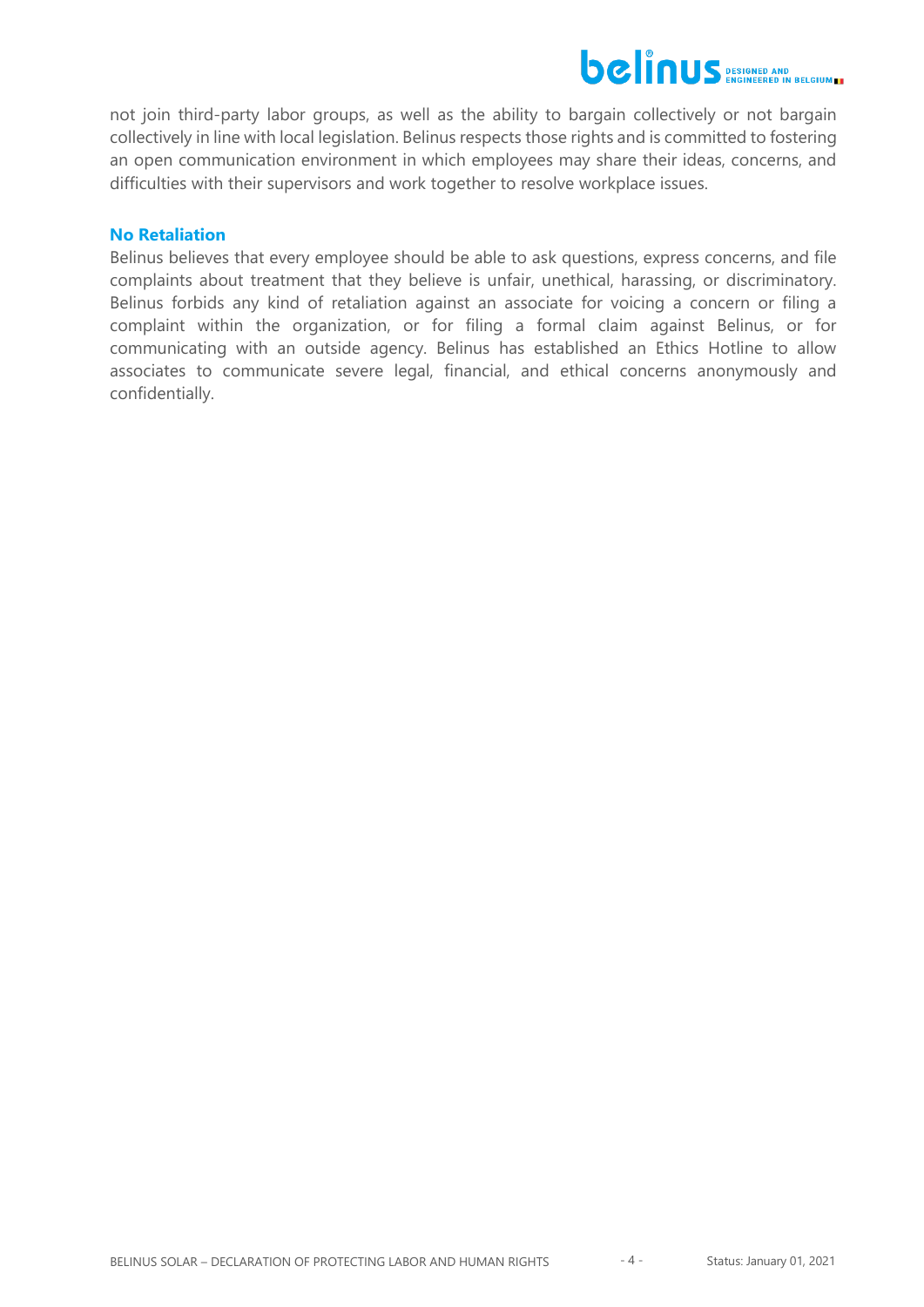not join third-party labor groups, as well as the ability to bargain collectively or not bargain collectively in line with local legislation. Belinus respects those rights and is committed to fostering an open communication environment in which employees may share their ideas, concerns, and difficulties with their supervisors and work together to resolve workplace issues.

## No Retaliation

Belinus believes that every employee should be able to ask questions, express concerns, and file complaints about treatment that they believe is unfair, unethical, harassing, or discriminatory. Belinus forbids any kind of retaliation against an associate for voicing a concern or filing a complaint within the organization, or for filing a formal claim against Belinus, or for communicating with an outside agency. Belinus has established an Ethics Hotline to allow associates to communicate severe legal, financial, and ethical concerns anonymously and confidentially.